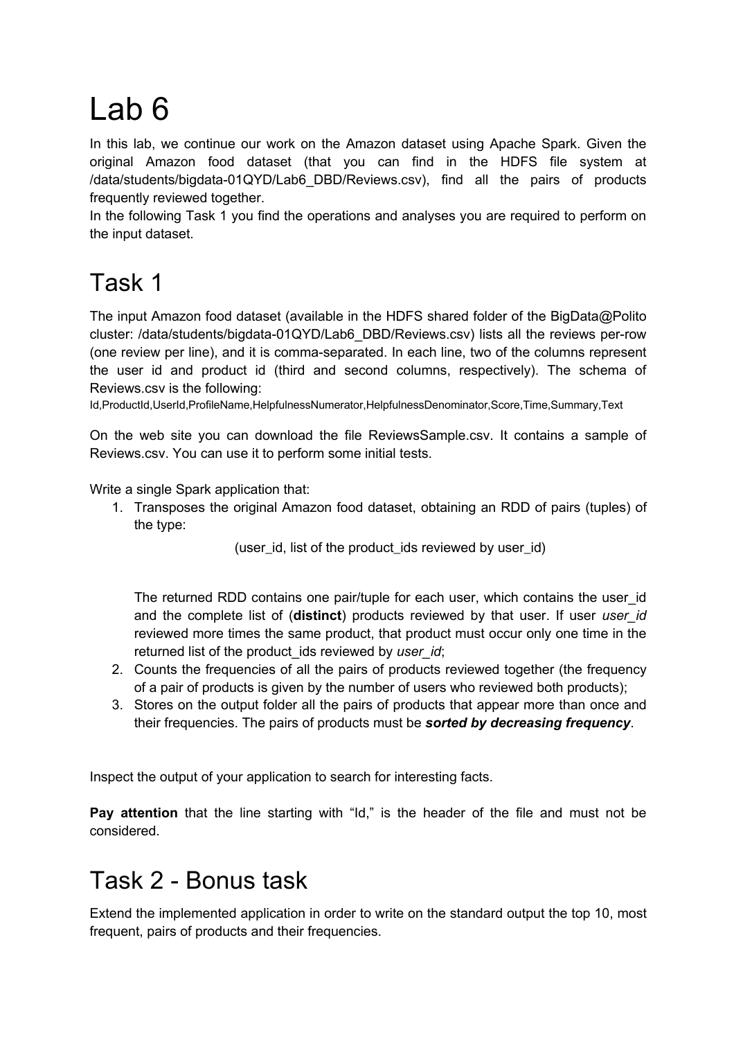# Lab 6

In this lab, we continue our work on the Amazon dataset using Apache Spark. Given the original Amazon food dataset (that you can find in the HDFS file system at /data/students/bigdata-01QYD/Lab6_DBD/Reviews.csv), find all the pairs of products frequently reviewed together.

In the following Task 1 you find the operations and analyses you are required to perform on the input dataset.

# Task 1

The input Amazon food dataset (available in the HDFS shared folder of the BigData@Polito cluster: /data/students/bigdata-01QYD/Lab6_DBD/Reviews.csv) lists all the reviews per-row (one review per line), and it is comma-separated. In each line, two of the columns represent the user id and product id (third and second columns, respectively). The schema of Reviews.csv is the following:

Id,ProductId,UserId,ProfileName,HelpfulnessNumerator,HelpfulnessDenominator,Score,Time,Summary,Text

On the web site you can download the file ReviewsSample.csv. It contains a sample of Reviews.csv. You can use it to perform some initial tests.

Write a single Spark application that:

1. Transposes the original Amazon food dataset, obtaining an RDD of pairs (tuples) of the type:

   (user_id, list of the product_ids reviewed by user_id)

   The returned RDD contains one pair/tuple for each user, which contains the user_id and the complete list of (**distinct**) products reviewed by that user. If user *user_id* reviewed more times the same product, that product must occur only one time in the returned list of the product_ids reviewed by *user_id*;
2. Counts the frequencies of all the pairs of products reviewed together (the frequency of a pair of products is given by the number of users who reviewed both products);
3. Stores on the output folder all the pairs of products that appear more than once and their frequencies. The pairs of products must be ***sorted by decreasing frequency***.

Inspect the output of your application to search for interesting facts.

**Pay attention** that the line starting with "Id," is the header of the file and must not be considered.

# Task 2 - Bonus task

Extend the implemented application in order to write on the standard output the top 10, most frequent, pairs of products and their frequencies.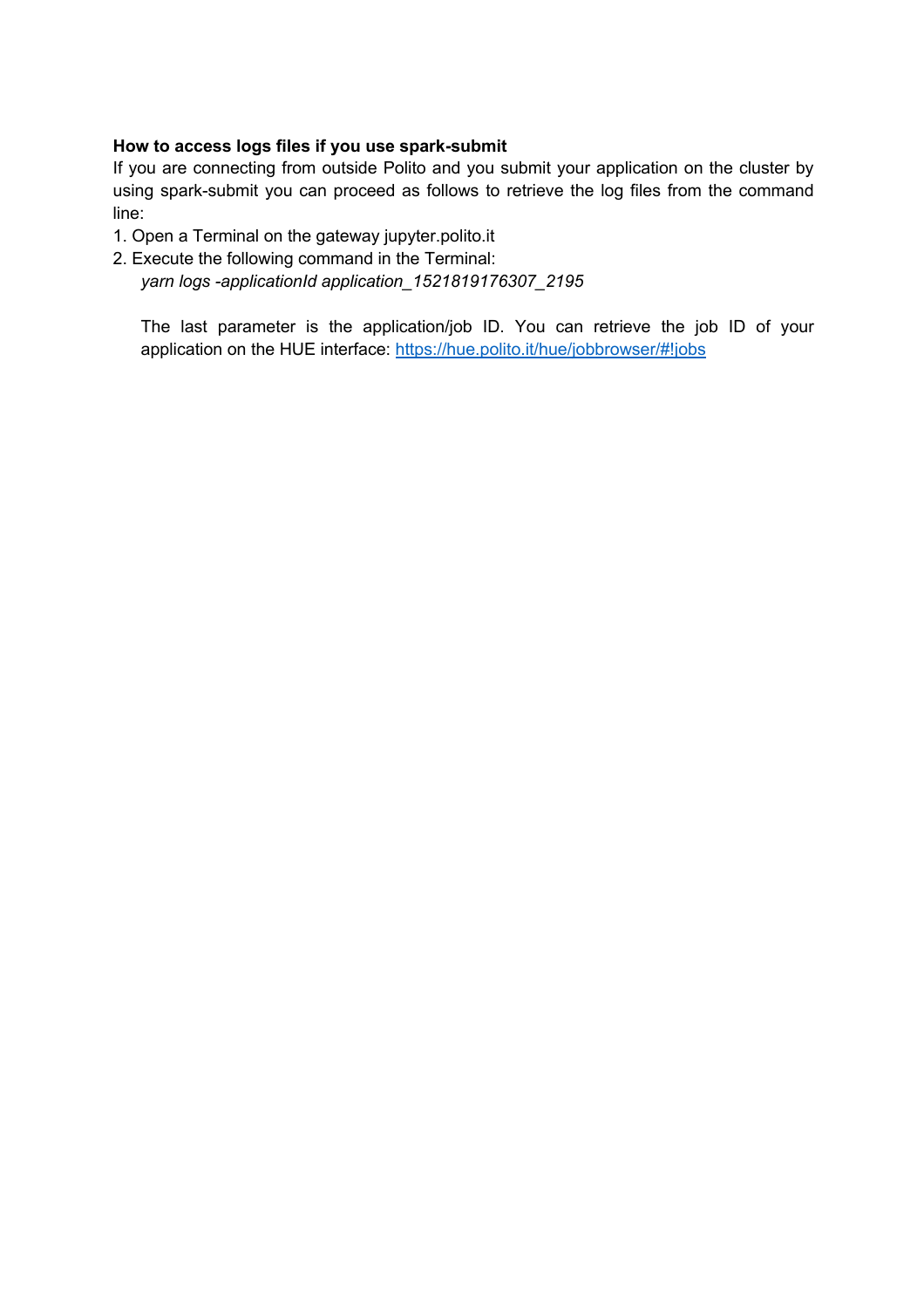**How to access logs files if you use spark-submit**

If you are connecting from outside Polito and you submit your application on the cluster by using spark-submit you can proceed as follows to retrieve the log files from the command line:

1. Open a Terminal on the gateway jupyter.polito.it
2. Execute the following command in the Terminal:
   *yarn logs -applicationId application_1521819176307_2195*

   The last parameter is the application/job ID. You can retrieve the job ID of your application on the HUE interface: [https://hue.polito.it/hue/jobbrowser/#!jobs](https://hue.polito.it/hue/jobbrowser/#!jobs)